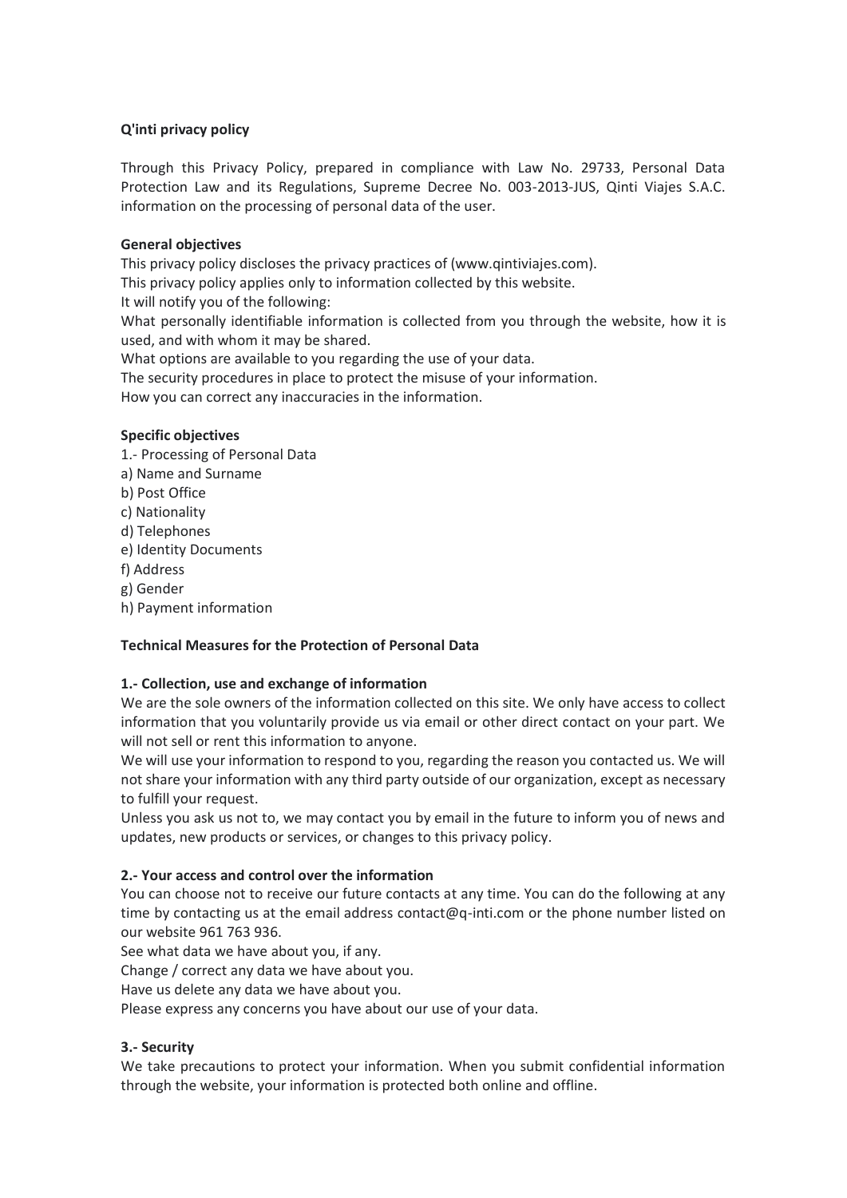# Q'inti privacy policy

Through this Privacy Policy, prepared in compliance with Law No. 29733, Personal Data Protection Law and its Regulations, Supreme Decree No. 003-2013-JUS, Qinti Viajes S.A.C. information on the processing of personal data of the user.

## General objectives

This privacy policy discloses the privacy practices of (www.qintiviajes.com).
This privacy policy applies only to information collected by this website.
It will notify you of the following:
What personally identifiable information is collected from you through the website, how it is used, and with whom it may be shared.
What options are available to you regarding the use of your data.
The security procedures in place to protect the misuse of your information.
How you can correct any inaccuracies in the information.

## Specific objectives

1.- Processing of Personal Data
a) Name and Surname
b) Post Office
c) Nationality
d) Telephones
e) Identity Documents
f) Address
g) Gender
h) Payment information

## Technical Measures for the Protection of Personal Data

### 1.- Collection, use and exchange of information

We are the sole owners of the information collected on this site. We only have access to collect information that you voluntarily provide us via email or other direct contact on your part. We will not sell or rent this information to anyone.
We will use your information to respond to you, regarding the reason you contacted us. We will not share your information with any third party outside of our organization, except as necessary to fulfill your request.
Unless you ask us not to, we may contact you by email in the future to inform you of news and updates, new products or services, or changes to this privacy policy.

### 2.- Your access and control over the information

You can choose not to receive our future contacts at any time. You can do the following at any time by contacting us at the email address contact@q-inti.com or the phone number listed on our website 961 763 936.
See what data we have about you, if any.
Change / correct any data we have about you.
Have us delete any data we have about you.
Please express any concerns you have about our use of your data.

### 3.- Security

We take precautions to protect your information. When you submit confidential information through the website, your information is protected both online and offline.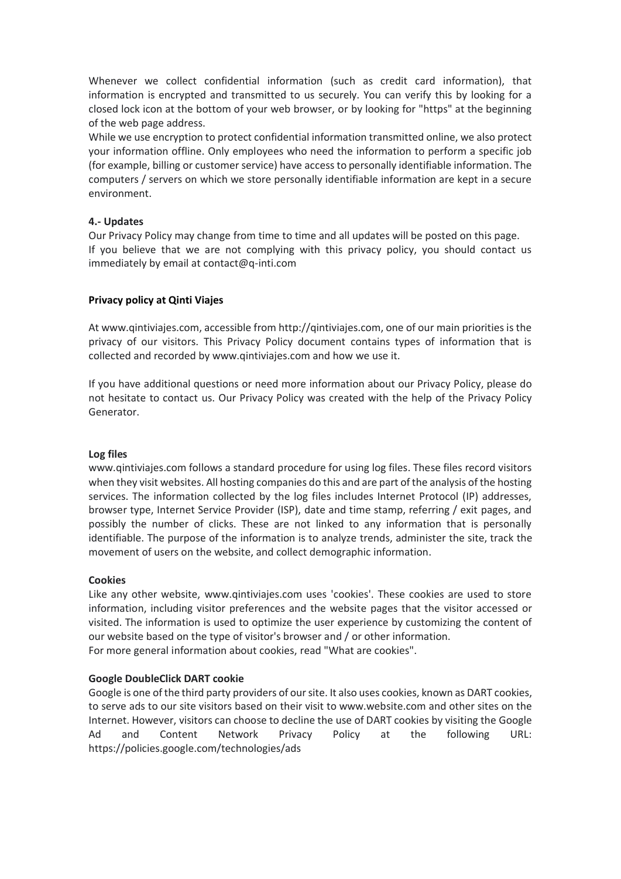Whenever we collect confidential information (such as credit card information), that information is encrypted and transmitted to us securely. You can verify this by looking for a closed lock icon at the bottom of your web browser, or by looking for "https" at the beginning of the web page address.
While we use encryption to protect confidential information transmitted online, we also protect your information offline. Only employees who need the information to perform a specific job (for example, billing or customer service) have access to personally identifiable information. The computers / servers on which we store personally identifiable information are kept in a secure environment.

**4.- Updates**
Our Privacy Policy may change from time to time and all updates will be posted on this page.
If you believe that we are not complying with this privacy policy, you should contact us immediately by email at contact@q-inti.com

**Privacy policy at Qinti Viajes**

At www.qintiviajes.com, accessible from http://qintiviajes.com, one of our main priorities is the privacy of our visitors. This Privacy Policy document contains types of information that is collected and recorded by www.qintiviajes.com and how we use it.

If you have additional questions or need more information about our Privacy Policy, please do not hesitate to contact us. Our Privacy Policy was created with the help of the Privacy Policy Generator.

**Log files**
www.qintiviajes.com follows a standard procedure for using log files. These files record visitors when they visit websites. All hosting companies do this and are part of the analysis of the hosting services. The information collected by the log files includes Internet Protocol (IP) addresses, browser type, Internet Service Provider (ISP), date and time stamp, referring / exit pages, and possibly the number of clicks. These are not linked to any information that is personally identifiable. The purpose of the information is to analyze trends, administer the site, track the movement of users on the website, and collect demographic information.

**Cookies**
Like any other website, www.qintiviajes.com uses 'cookies'. These cookies are used to store information, including visitor preferences and the website pages that the visitor accessed or visited. The information is used to optimize the user experience by customizing the content of our website based on the type of visitor's browser and / or other information.
For more general information about cookies, read "What are cookies".

**Google DoubleClick DART cookie**
Google is one of the third party providers of our site. It also uses cookies, known as DART cookies, to serve ads to our site visitors based on their visit to www.website.com and other sites on the Internet. However, visitors can choose to decline the use of DART cookies by visiting the Google Ad and Content Network Privacy Policy at the following URL: https://policies.google.com/technologies/ads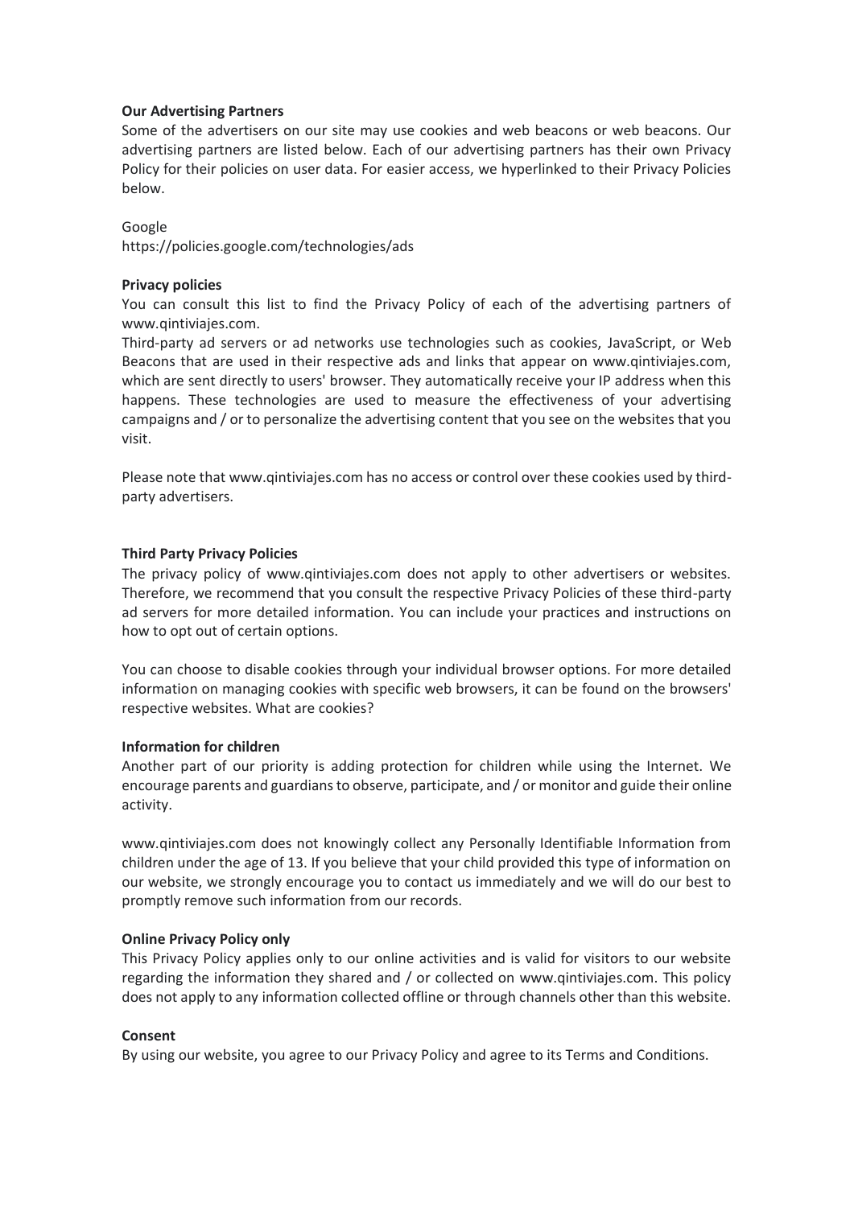**Our Advertising Partners**

Some of the advertisers on our site may use cookies and web beacons or web beacons. Our advertising partners are listed below. Each of our advertising partners has their own Privacy Policy for their policies on user data. For easier access, we hyperlinked to their Privacy Policies below.

Google
https://policies.google.com/technologies/ads

**Privacy policies**

You can consult this list to find the Privacy Policy of each of the advertising partners of www.qintiviajes.com.

Third-party ad servers or ad networks use technologies such as cookies, JavaScript, or Web Beacons that are used in their respective ads and links that appear on www.qintiviajes.com, which are sent directly to users' browser. They automatically receive your IP address when this happens. These technologies are used to measure the effectiveness of your advertising campaigns and / or to personalize the advertising content that you see on the websites that you visit.

Please note that www.qintiviajes.com has no access or control over these cookies used by third-party advertisers.

**Third Party Privacy Policies**

The privacy policy of www.qintiviajes.com does not apply to other advertisers or websites. Therefore, we recommend that you consult the respective Privacy Policies of these third-party ad servers for more detailed information. You can include your practices and instructions on how to opt out of certain options.

You can choose to disable cookies through your individual browser options. For more detailed information on managing cookies with specific web browsers, it can be found on the browsers' respective websites. What are cookies?

**Information for children**

Another part of our priority is adding protection for children while using the Internet. We encourage parents and guardians to observe, participate, and / or monitor and guide their online activity.

www.qintiviajes.com does not knowingly collect any Personally Identifiable Information from children under the age of 13. If you believe that your child provided this type of information on our website, we strongly encourage you to contact us immediately and we will do our best to promptly remove such information from our records.

**Online Privacy Policy only**

This Privacy Policy applies only to our online activities and is valid for visitors to our website regarding the information they shared and / or collected on www.qintiviajes.com. This policy does not apply to any information collected offline or through channels other than this website.

**Consent**

By using our website, you agree to our Privacy Policy and agree to its Terms and Conditions.